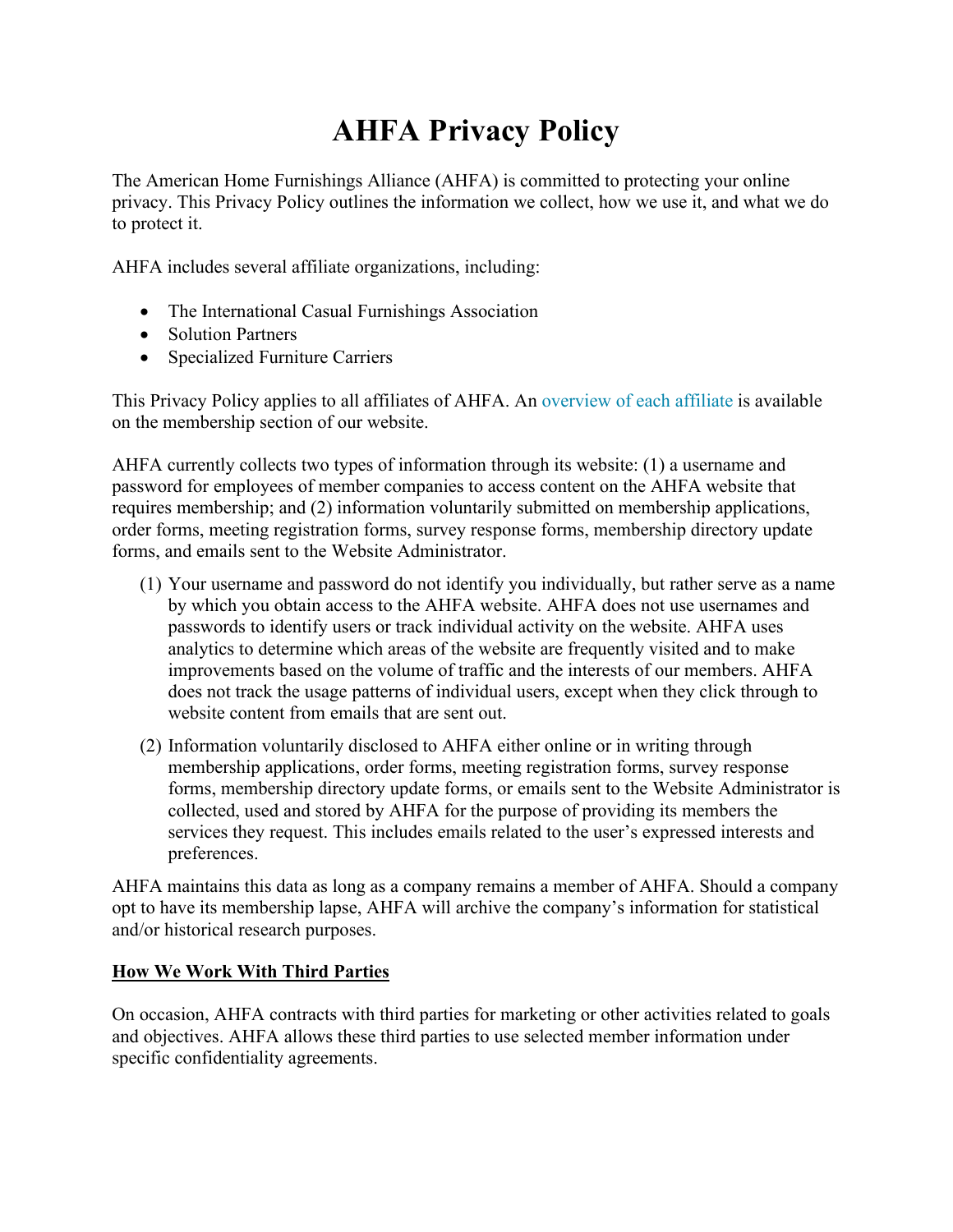# AHFA Privacy Policy

The American Home Furnishings Alliance (AHFA) is committed to protecting your online privacy. This Privacy Policy outlines the information we collect, how we use it, and what we do to protect it.

AHFA includes several affiliate organizations, including:

- The International Casual Furnishings Association
- Solution Partners
- Specialized Furniture Carriers

This Privacy Policy applies to all affiliates of AHFA. An overview of each affiliate is available on the membership section of our website.

AHFA currently collects two types of information through its website: (1) a username and password for employees of member companies to access content on the AHFA website that requires membership; and (2) information voluntarily submitted on membership applications, order forms, meeting registration forms, survey response forms, membership directory update forms, and emails sent to the Website Administrator.

(1) Your username and password do not identify you individually, but rather serve as a name by which you obtain access to the AHFA website. AHFA does not use usernames and passwords to identify users or track individual activity on the website. AHFA uses analytics to determine which areas of the website are frequently visited and to make improvements based on the volume of traffic and the interests of our members. AHFA does not track the usage patterns of individual users, except when they click through to website content from emails that are sent out.

(2) Information voluntarily disclosed to AHFA either online or in writing through membership applications, order forms, meeting registration forms, survey response forms, membership directory update forms, or emails sent to the Website Administrator is collected, used and stored by AHFA for the purpose of providing its members the services they request. This includes emails related to the user's expressed interests and preferences.

AHFA maintains this data as long as a company remains a member of AHFA. Should a company opt to have its membership lapse, AHFA will archive the company's information for statistical and/or historical research purposes.

## How We Work With Third Parties

On occasion, AHFA contracts with third parties for marketing or other activities related to goals and objectives. AHFA allows these third parties to use selected member information under specific confidentiality agreements.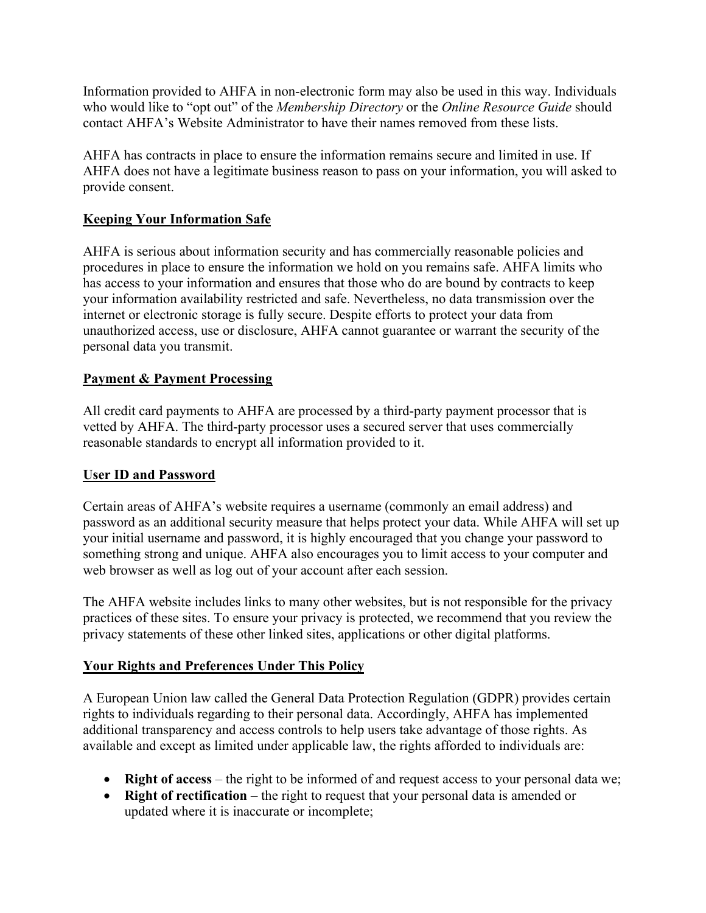Information provided to AHFA in non-electronic form may also be used in this way. Individuals who would like to "opt out" of the *Membership Directory* or the *Online Resource Guide* should contact AHFA's Website Administrator to have their names removed from these lists.

AHFA has contracts in place to ensure the information remains secure and limited in use. If AHFA does not have a legitimate business reason to pass on your information, you will asked to provide consent.

## Keeping Your Information Safe

AHFA is serious about information security and has commercially reasonable policies and procedures in place to ensure the information we hold on you remains safe. AHFA limits who has access to your information and ensures that those who do are bound by contracts to keep your information availability restricted and safe. Nevertheless, no data transmission over the internet or electronic storage is fully secure. Despite efforts to protect your data from unauthorized access, use or disclosure, AHFA cannot guarantee or warrant the security of the personal data you transmit.

## Payment & Payment Processing

All credit card payments to AHFA are processed by a third-party payment processor that is vetted by AHFA. The third-party processor uses a secured server that uses commercially reasonable standards to encrypt all information provided to it.

## User ID and Password

Certain areas of AHFA's website requires a username (commonly an email address) and password as an additional security measure that helps protect your data. While AHFA will set up your initial username and password, it is highly encouraged that you change your password to something strong and unique. AHFA also encourages you to limit access to your computer and web browser as well as log out of your account after each session.

The AHFA website includes links to many other websites, but is not responsible for the privacy practices of these sites. To ensure your privacy is protected, we recommend that you review the privacy statements of these other linked sites, applications or other digital platforms.

## Your Rights and Preferences Under This Policy

A European Union law called the General Data Protection Regulation (GDPR) provides certain rights to individuals regarding to their personal data. Accordingly, AHFA has implemented additional transparency and access controls to help users take advantage of those rights. As available and except as limited under applicable law, the rights afforded to individuals are:

- **Right of access** – the right to be informed of and request access to your personal data we;
- **Right of rectification** – the right to request that your personal data is amended or updated where it is inaccurate or incomplete;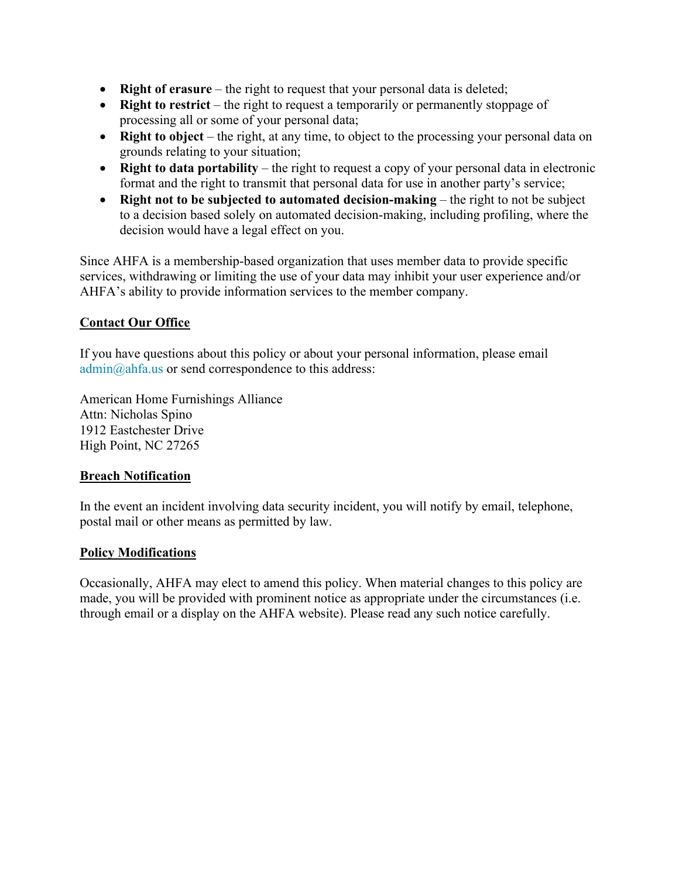- **Right of erasure** – the right to request that your personal data is deleted;
- **Right to restrict** – the right to request a temporarily or permanently stoppage of processing all or some of your personal data;
- **Right to object** – the right, at any time, to object to the processing your personal data on grounds relating to your situation;
- **Right to data portability** – the right to request a copy of your personal data in electronic format and the right to transmit that personal data for use in another party's service;
- **Right not to be subjected to automated decision-making** – the right to not be subject to a decision based solely on automated decision-making, including profiling, where the decision would have a legal effect on you.

Since AHFA is a membership-based organization that uses member data to provide specific services, withdrawing or limiting the use of your data may inhibit your user experience and/or AHFA's ability to provide information services to the member company.

**Contact Our Office**

If you have questions about this policy or about your personal information, please email admin@ahfa.us or send correspondence to this address:

American Home Furnishings Alliance
Attn: Nicholas Spino
1912 Eastchester Drive
High Point, NC 27265

**Breach Notification**

In the event an incident involving data security incident, you will notify by email, telephone, postal mail or other means as permitted by law.

**Policy Modifications**

Occasionally, AHFA may elect to amend this policy. When material changes to this policy are made, you will be provided with prominent notice as appropriate under the circumstances (i.e. through email or a display on the AHFA website). Please read any such notice carefully.